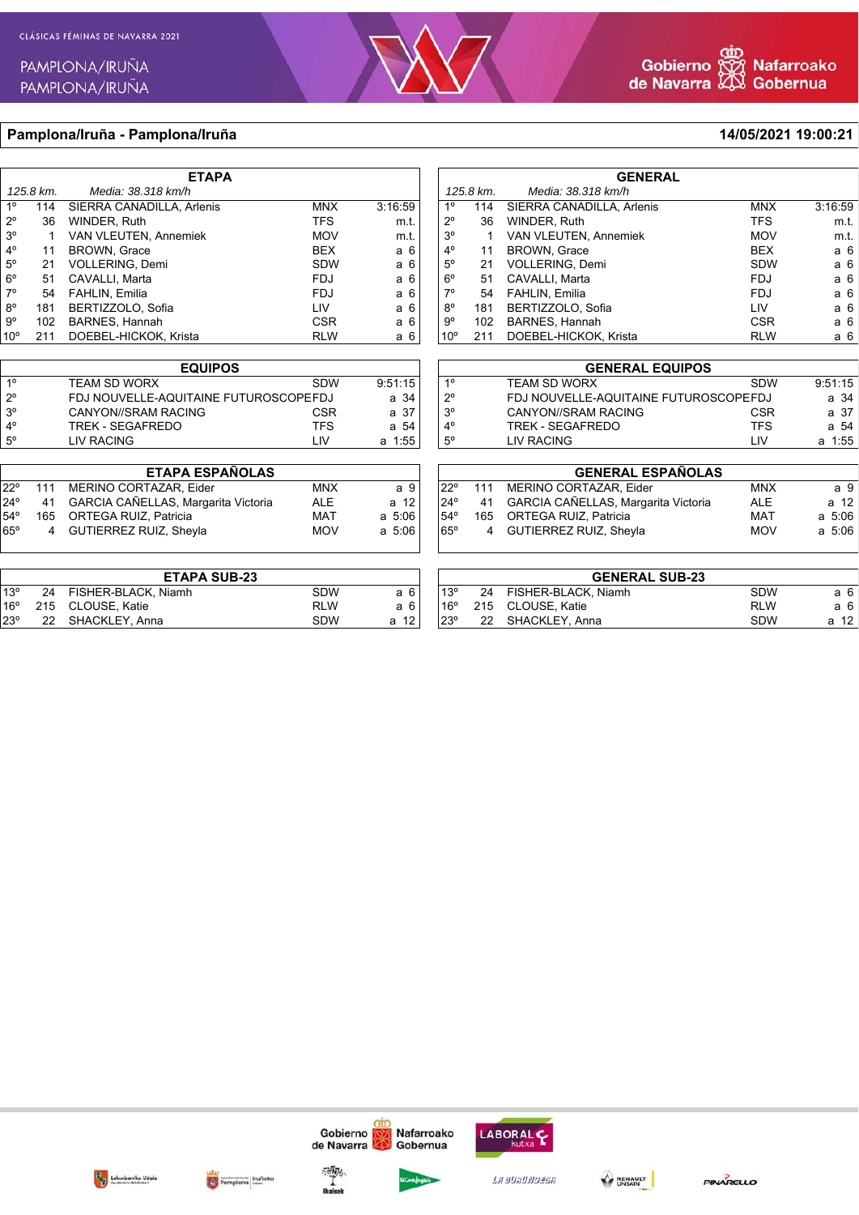CLÁSICAS FÉMINAS DE NAVARRA 2021

PAMPLONA/IRUÑA
PAMPLONA/IRUÑA

Gobierno de Navarra — Nafarroako Gobernua

## Pamplona/Iruña - Pamplona/Iruña

**14/05/2021 19:00:21**

### ETAPA

*125.8 km. Media: 38.318 km/h*

| Pos. | Dorsal | Nombre | Equipo | Tiempo |
|---|---|---|---|---|
| 1º | 114 | SIERRA CANADILLA, Arlenis | MNX | 3:16:59 |
| 2º | 36 | WINDER, Ruth | TFS | m.t. |
| 3º | 1 | VAN VLEUTEN, Annemiek | MOV | m.t. |
| 4º | 11 | BROWN, Grace | BEX | a 6 |
| 5º | 21 | VOLLERING, Demi | SDW | a 6 |
| 6º | 51 | CAVALLI, Marta | FDJ | a 6 |
| 7º | 54 | FAHLIN, Emilia | FDJ | a 6 |
| 8º | 181 | BERTIZZOLO, Sofia | LIV | a 6 |
| 9º | 102 | BARNES, Hannah | CSR | a 6 |
| 10º | 211 | DOEBEL-HICKOK, Krista | RLW | a 6 |

### GENERAL

*125.8 km. Media: 38.318 km/h*

| Pos. | Dorsal | Nombre | Equipo | Tiempo |
|---|---|---|---|---|
| 1º | 114 | SIERRA CANADILLA, Arlenis | MNX | 3:16:59 |
| 2º | 36 | WINDER, Ruth | TFS | m.t. |
| 3º | 1 | VAN VLEUTEN, Annemiek | MOV | m.t. |
| 4º | 11 | BROWN, Grace | BEX | a 6 |
| 5º | 21 | VOLLERING, Demi | SDW | a 6 |
| 6º | 51 | CAVALLI, Marta | FDJ | a 6 |
| 7º | 54 | FAHLIN, Emilia | FDJ | a 6 |
| 8º | 181 | BERTIZZOLO, Sofia | LIV | a 6 |
| 9º | 102 | BARNES, Hannah | CSR | a 6 |
| 10º | 211 | DOEBEL-HICKOK, Krista | RLW | a 6 |

### EQUIPOS

| Pos. | Equipo | | Tiempo |
|---|---|---|---|
| 1º | TEAM SD WORX | SDW | 9:51:15 |
| 2º | FDJ NOUVELLE-AQUITAINE FUTUROSCOPE | FDJ | a 34 |
| 3º | CANYON//SRAM RACING | CSR | a 37 |
| 4º | TREK - SEGAFREDO | TFS | a 54 |
| 5º | LIV RACING | LIV | a 1:55 |

### GENERAL EQUIPOS

| Pos. | Equipo | | Tiempo |
|---|---|---|---|
| 1º | TEAM SD WORX | SDW | 9:51:15 |
| 2º | FDJ NOUVELLE-AQUITAINE FUTUROSCOPE | FDJ | a 34 |
| 3º | CANYON//SRAM RACING | CSR | a 37 |
| 4º | TREK - SEGAFREDO | TFS | a 54 |
| 5º | LIV RACING | LIV | a 1:55 |

### ETAPA ESPAÑOLAS

| Pos. | Dorsal | Nombre | Equipo | Tiempo |
|---|---|---|---|---|
| 22º | 111 | MERINO CORTAZAR, Eider | MNX | a 9 |
| 24º | 41 | GARCIA CAÑELLAS, Margarita Victoria | ALE | a 12 |
| 54º | 165 | ORTEGA RUIZ, Patricia | MAT | a 5:06 |
| 65º | 4 | GUTIERREZ RUIZ, Sheyla | MOV | a 5:06 |

### GENERAL ESPAÑOLAS

| Pos. | Dorsal | Nombre | Equipo | Tiempo |
|---|---|---|---|---|
| 22º | 111 | MERINO CORTAZAR, Eider | MNX | a 9 |
| 24º | 41 | GARCIA CAÑELLAS, Margarita Victoria | ALE | a 12 |
| 54º | 165 | ORTEGA RUIZ, Patricia | MAT | a 5:06 |
| 65º | 4 | GUTIERREZ RUIZ, Sheyla | MOV | a 5:06 |

### ETAPA SUB-23

| Pos. | Dorsal | Nombre | Equipo | Tiempo |
|---|---|---|---|---|
| 13º | 24 | FISHER-BLACK, Niamh | SDW | a 6 |
| 16º | 215 | CLOUSE, Katie | RLW | a 6 |
| 23º | 22 | SHACKLEY, Anna | SDW | a 12 |

### GENERAL SUB-23

| Pos. | Dorsal | Nombre | Equipo | Tiempo |
|---|---|---|---|---|
| 13º | 24 | FISHER-BLACK, Niamh | SDW | a 6 |
| 16º | 215 | CLOUSE, Katie | RLW | a 6 |
| 23º | 22 | SHACKLEY, Anna | SDW | a 12 |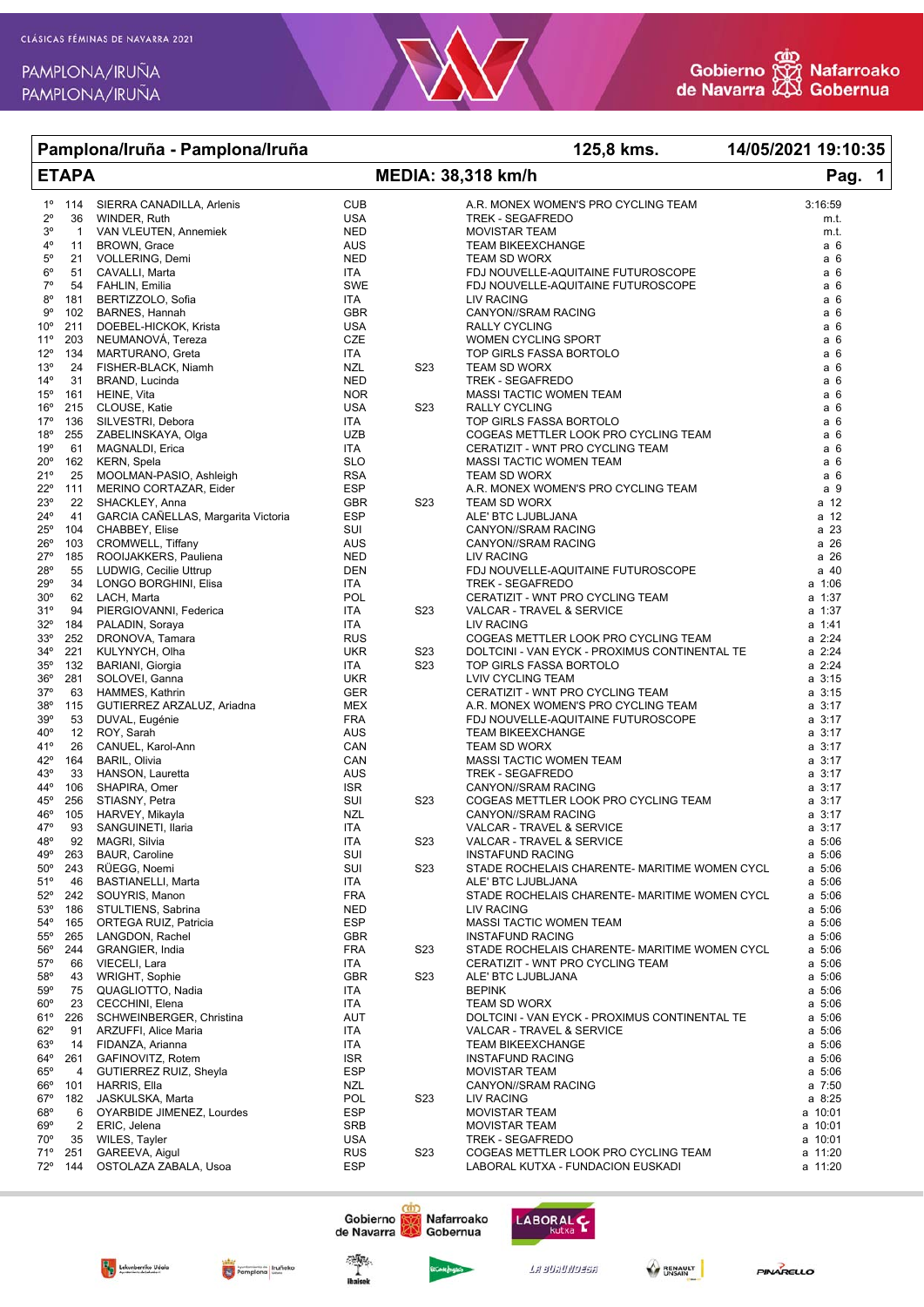CLÁSICAS FÉMINAS DE NAVARRA 2021

PAMPLONA/IRUÑA
PAMPLONA/IRUÑA

| Pamplona/Iruña - Pamplona/Iruña | | | | 125,8 kms. | 14/05/2021 19:10:35 |
|---|---|---|---|---|---|
| **ETAPA** | | | **MEDIA: 38,318 km/h** | | **Pág. 1** |

| Pos. | Dorsal | Nombre | País | Cat. | Equipo | Tiempo |
|---|---|---|---|---|---|---|
| 1º | 114 | SIERRA CANADILLA, Arlenis | CUB | | A.R. MONEX WOMEN'S PRO CYCLING TEAM | 3:16:59 |
| 2º | 36 | WINDER, Ruth | USA | | TREK - SEGAFREDO | m.t. |
| 3º | 1 | VAN VLEUTEN, Annemiek | NED | | MOVISTAR TEAM | m.t. |
| 4º | 11 | BROWN, Grace | AUS | | TEAM BIKEEXCHANGE | a 6 |
| 5º | 21 | VOLLERING, Demi | NED | | TEAM SD WORX | a 6 |
| 6º | 51 | CAVALLI, Marta | ITA | | FDJ NOUVELLE-AQUITAINE FUTUROSCOPE | a 6 |
| 7º | 54 | FAHLIN, Emilia | SWE | | FDJ NOUVELLE-AQUITAINE FUTUROSCOPE | a 6 |
| 8º | 181 | BERTIZZOLO, Sofia | ITA | | LIV RACING | a 6 |
| 9º | 102 | BARNES, Hannah | GBR | | CANYON//SRAM RACING | a 6 |
| 10º | 211 | DOEBEL-HICKOK, Krista | USA | | RALLY CYCLING | a 6 |
| 11º | 203 | NEUMANOVÁ, Tereza | CZE | | WOMEN CYCLING SPORT | a 6 |
| 12º | 134 | MARTURANO, Greta | ITA | | TOP GIRLS FASSA BORTOLO | a 6 |
| 13º | 24 | FISHER-BLACK, Niamh | NZL | S23 | TEAM SD WORX | a 6 |
| 14º | 31 | BRAND, Lucinda | NED | | TREK - SEGAFREDO | a 6 |
| 15º | 161 | HEINE, Vita | NOR | | MASSI TACTIC WOMEN TEAM | a 6 |
| 16º | 215 | CLOUSE, Katie | USA | S23 | RALLY CYCLING | a 6 |
| 17º | 136 | SILVESTRI, Debora | ITA | | TOP GIRLS FASSA BORTOLO | a 6 |
| 18º | 255 | ZABELINSKAYA, Olga | UZB | | COGEAS METTLER LOOK PRO CYCLING TEAM | a 6 |
| 19º | 61 | MAGNALDI, Erica | ITA | | CERATIZIT - WNT PRO CYCLING TEAM | a 6 |
| 20º | 162 | KERN, Spela | SLO | | MASSI TACTIC WOMEN TEAM | a 6 |
| 21º | 25 | MOOLMAN-PASIO, Ashleigh | RSA | | TEAM SD WORX | a 6 |
| 22º | 111 | MERINO CORTAZAR, Eider | ESP | | A.R. MONEX WOMEN'S PRO CYCLING TEAM | a 9 |
| 23º | 22 | SHACKLEY, Anna | GBR | S23 | TEAM SD WORX | a 12 |
| 24º | 41 | GARCIA CAÑELLAS, Margarita Victoria | ESP | | ALE' BTC LJUBLJANA | a 12 |
| 25º | 104 | CHABBEY, Elise | SUI | | CANYON//SRAM RACING | a 23 |
| 26º | 103 | CROMWELL, Tiffany | AUS | | CANYON//SRAM RACING | a 26 |
| 27º | 185 | ROOIJAKKERS, Pauliena | NED | | LIV RACING | a 26 |
| 28º | 55 | LUDWIG, Cecilie Uttrup | DEN | | FDJ NOUVELLE-AQUITAINE FUTUROSCOPE | a 40 |
| 29º | 34 | LONGO BORGHINI, Elisa | ITA | | TREK - SEGAFREDO | a 1:06 |
| 30º | 62 | LACH, Marta | POL | | CERATIZIT - WNT PRO CYCLING TEAM | a 1:37 |
| 31º | 94 | PIERGIOVANNI, Federica | ITA | S23 | VALCAR - TRAVEL & SERVICE | a 1:37 |
| 32º | 184 | PALADIN, Soraya | ITA | | LIV RACING | a 1:41 |
| 33º | 252 | DRONOVA, Tamara | RUS | | COGEAS METTLER LOOK PRO CYCLING TEAM | a 2:24 |
| 34º | 221 | KULYNYCH, Olha | UKR | S23 | DOLTCINI - VAN EYCK - PROXIMUS CONTINENTAL TE | a 2:24 |
| 35º | 132 | BARIANI, Giorgia | ITA | S23 | TOP GIRLS FASSA BORTOLO | a 2:24 |
| 36º | 281 | SOLOVEI, Ganna | UKR | | LVIV CYCLING TEAM | a 3:15 |
| 37º | 63 | HAMMES, Kathrin | GER | | CERATIZIT - WNT PRO CYCLING TEAM | a 3:15 |
| 38º | 115 | GUTIERREZ ARZALUZ, Ariadna | MEX | | A.R. MONEX WOMEN'S PRO CYCLING TEAM | a 3:17 |
| 39º | 53 | DUVAL, Eugénie | FRA | | FDJ NOUVELLE-AQUITAINE FUTUROSCOPE | a 3:17 |
| 40º | 12 | ROY, Sarah | AUS | | TEAM BIKEEXCHANGE | a 3:17 |
| 41º | 26 | CANUEL, Karol-Ann | CAN | | TEAM SD WORX | a 3:17 |
| 42º | 164 | BARIL, Olivia | CAN | | MASSI TACTIC WOMEN TEAM | a 3:17 |
| 43º | 33 | HANSON, Lauretta | AUS | | TREK - SEGAFREDO | a 3:17 |
| 44º | 106 | SHAPIRA, Omer | ISR | | CANYON//SRAM RACING | a 3:17 |
| 45º | 256 | STIASNY, Petra | SUI | S23 | COGEAS METTLER LOOK PRO CYCLING TEAM | a 3:17 |
| 46º | 105 | HARVEY, Mikayla | NZL | | CANYON//SRAM RACING | a 3:17 |
| 47º | 93 | SANGUINETI, Ilaria | ITA | | VALCAR - TRAVEL & SERVICE | a 3:17 |
| 48º | 92 | MAGRI, Silvia | ITA | S23 | VALCAR - TRAVEL & SERVICE | a 5:06 |
| 49º | 263 | BAUR, Caroline | SUI | | INSTAFUND RACING | a 5:06 |
| 50º | 243 | RÜEGG, Noemi | SUI | S23 | STADE ROCHELAIS CHARENTE- MARITIME WOMEN CYCL | a 5:06 |
| 51º | 46 | BASTIANELLI, Marta | ITA | | ALE' BTC LJUBLJANA | a 5:06 |
| 52º | 242 | SOUYRIS, Manon | FRA | | STADE ROCHELAIS CHARENTE- MARITIME WOMEN CYCL | a 5:06 |
| 53º | 186 | STULTIENS, Sabrina | NED | | LIV RACING | a 5:06 |
| 54º | 165 | ORTEGA RUIZ, Patricia | ESP | | MASSI TACTIC WOMEN TEAM | a 5:06 |
| 55º | 265 | LANGDON, Rachel | GBR | | INSTAFUND RACING | a 5:06 |
| 56º | 244 | GRANGIER, India | FRA | S23 | STADE ROCHELAIS CHARENTE- MARITIME WOMEN CYCL | a 5:06 |
| 57º | 66 | VIECELI, Lara | ITA | | CERATIZIT - WNT PRO CYCLING TEAM | a 5:06 |
| 58º | 43 | WRIGHT, Sophie | GBR | S23 | ALE' BTC LJUBLJANA | a 5:06 |
| 59º | 75 | QUAGLIOTTO, Nadia | ITA | | BEPINK | a 5:06 |
| 60º | 23 | CECCHINI, Elena | ITA | | TEAM SD WORX | a 5:06 |
| 61º | 226 | SCHWEINBERGER, Christina | AUT | | DOLTCINI - VAN EYCK - PROXIMUS CONTINENTAL TE | a 5:06 |
| 62º | 91 | ARZUFFI, Alice Maria | ITA | | VALCAR - TRAVEL & SERVICE | a 5:06 |
| 63º | 14 | FIDANZA, Arianna | ITA | | TEAM BIKEEXCHANGE | a 5:06 |
| 64º | 261 | GAFINOVITZ, Rotem | ISR | | INSTAFUND RACING | a 5:06 |
| 65º | 4 | GUTIERREZ RUIZ, Sheyla | ESP | | MOVISTAR TEAM | a 5:06 |
| 66º | 101 | HARRIS, Ella | NZL | | CANYON//SRAM RACING | a 7:50 |
| 67º | 182 | JASKULSKA, Marta | POL | S23 | LIV RACING | a 8:25 |
| 68º | 6 | OYARBIDE JIMENEZ, Lourdes | ESP | | MOVISTAR TEAM | a 10:01 |
| 69º | 2 | ERIC, Jelena | SRB | | MOVISTAR TEAM | a 10:01 |
| 70º | 35 | WILES, Tayler | USA | | TREK - SEGAFREDO | a 10:01 |
| 71º | 251 | GAREEVA, Aigul | RUS | S23 | COGEAS METTLER LOOK PRO CYCLING TEAM | a 11:20 |
| 72º | 144 | OSTOLAZA ZABALA, Usoa | ESP | | LABORAL KUTXA - FUNDACION EUSKADI | a 11:20 |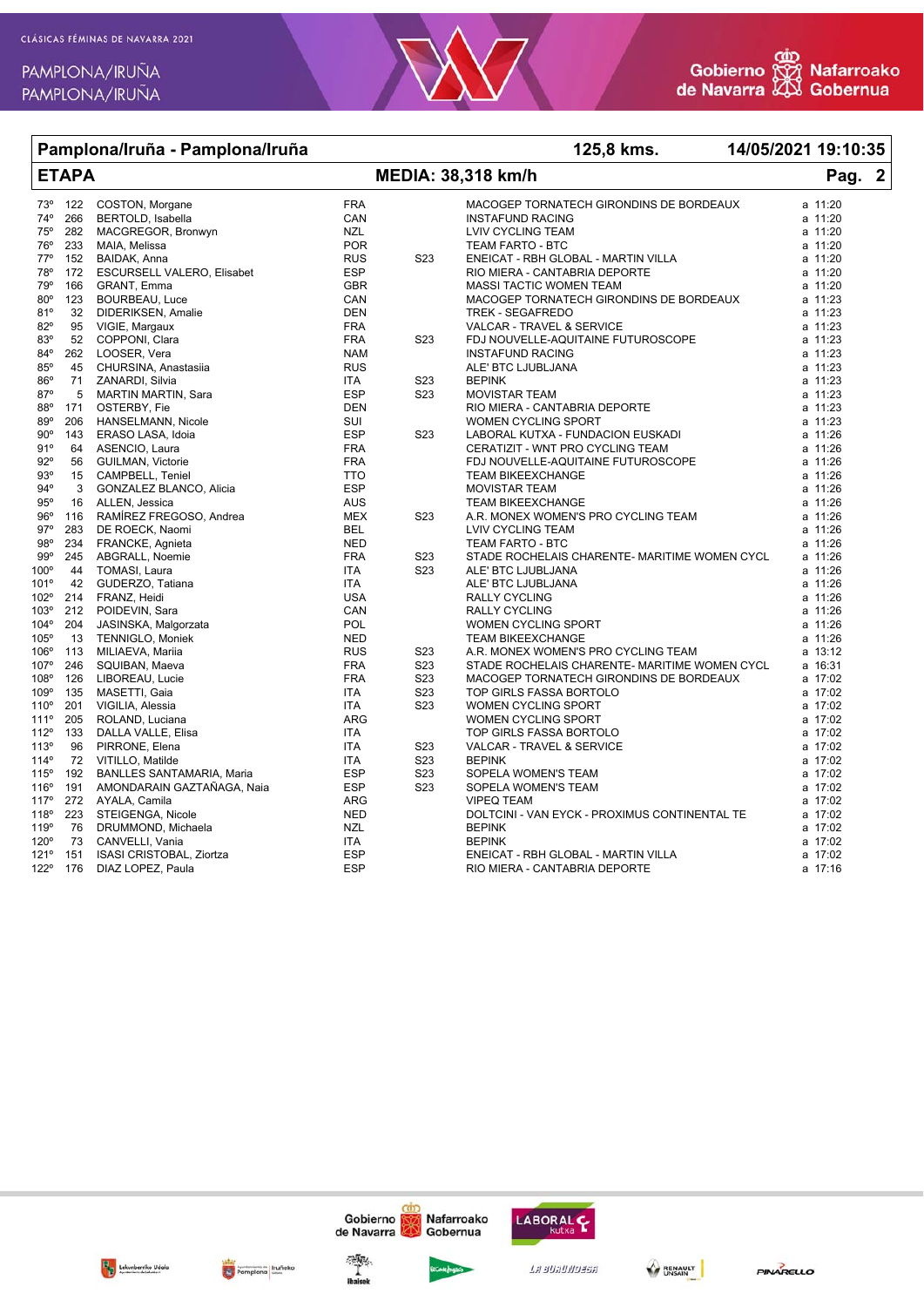## Pamplona/Iruña - Pamplona/Iruña | 125,8 kms. | 14/05/2021 19:10:35

## ETAPA | MEDIA: 38,318 km/h

| Pos. | Dorsal | Nombre | País | Cat. | Equipo | Tiempo |
|---|---|---|---|---|---|---|
| 73º | 122 | COSTON, Morgane | FRA | | MACOGEP TORNATECH GIRONDINS DE BORDEAUX | a 11:20 |
| 74º | 266 | BERTOLD, Isabella | CAN | | INSTAFUND RACING | a 11:20 |
| 75º | 282 | MACGREGOR, Bronwyn | NZL | | LVIV CYCLING TEAM | a 11:20 |
| 76º | 233 | MAIA, Melissa | POR | | TEAM FARTO - BTC | a 11:20 |
| 77º | 152 | BAIDAK, Anna | RUS | S23 | ENEICAT - RBH GLOBAL - MARTIN VILLA | a 11:20 |
| 78º | 172 | ESCURSELL VALERO, Elisabet | ESP | | RIO MIERA - CANTABRIA DEPORTE | a 11:20 |
| 79º | 166 | GRANT, Emma | GBR | | MASSI TACTIC WOMEN TEAM | a 11:20 |
| 80º | 123 | BOURBEAU, Luce | CAN | | MACOGEP TORNATECH GIRONDINS DE BORDEAUX | a 11:23 |
| 81º | 32 | DIDERIKSEN, Amalie | DEN | | TREK - SEGAFREDO | a 11:23 |
| 82º | 95 | VIGIE, Margaux | FRA | | VALCAR - TRAVEL & SERVICE | a 11:23 |
| 83º | 52 | COPPONI, Clara | FRA | S23 | FDJ NOUVELLE-AQUITAINE FUTUROSCOPE | a 11:23 |
| 84º | 262 | LOOSER, Vera | NAM | | INSTAFUND RACING | a 11:23 |
| 85º | 45 | CHURSINA, Anastasiia | RUS | | ALE' BTC LJUBLJANA | a 11:23 |
| 86º | 71 | ZANARDI, Silvia | ITA | S23 | BEPINK | a 11:23 |
| 87º | 5 | MARTIN MARTIN, Sara | ESP | S23 | MOVISTAR TEAM | a 11:23 |
| 88º | 171 | OSTERBY, Fie | DEN | | RIO MIERA - CANTABRIA DEPORTE | a 11:23 |
| 89º | 206 | HANSELMANN, Nicole | SUI | | WOMEN CYCLING SPORT | a 11:23 |
| 90º | 143 | ERASO LASA, Idoia | ESP | S23 | LABORAL KUTXA - FUNDACION EUSKADI | a 11:26 |
| 91º | 64 | ASENCIO, Laura | FRA | | CERATIZIT - WNT PRO CYCLING TEAM | a 11:26 |
| 92º | 56 | GUILMAN, Victorie | FRA | | FDJ NOUVELLE-AQUITAINE FUTUROSCOPE | a 11:26 |
| 93º | 15 | CAMPBELL, Teniel | TTO | | TEAM BIKEEXCHANGE | a 11:26 |
| 94º | 3 | GONZALEZ BLANCO, Alicia | ESP | | MOVISTAR TEAM | a 11:26 |
| 95º | 16 | ALLEN, Jessica | AUS | | TEAM BIKEEXCHANGE | a 11:26 |
| 96º | 116 | RAMÍREZ FREGOSO, Andrea | MEX | S23 | A.R. MONEX WOMEN'S PRO CYCLING TEAM | a 11:26 |
| 97º | 283 | DE ROECK, Naomi | BEL | | LVIV CYCLING TEAM | a 11:26 |
| 98º | 234 | FRANCKE, Agnieta | NED | | TEAM FARTO - BTC | a 11:26 |
| 99º | 245 | ABGRALL, Noemie | FRA | S23 | STADE ROCHELAIS CHARENTE- MARITIME WOMEN CYCL | a 11:26 |
| 100º | 44 | TOMASI, Laura | ITA | S23 | ALE' BTC LJUBLJANA | a 11:26 |
| 101º | 42 | GUDERZO, Tatiana | ITA | | ALE' BTC LJUBLJANA | a 11:26 |
| 102º | 214 | FRANZ, Heidi | USA | | RALLY CYCLING | a 11:26 |
| 103º | 212 | POIDEVIN, Sara | CAN | | RALLY CYCLING | a 11:26 |
| 104º | 204 | JASINSKA, Malgorzata | POL | | WOMEN CYCLING SPORT | a 11:26 |
| 105º | 13 | TENNIGLO, Moniek | NED | | TEAM BIKEEXCHANGE | a 11:26 |
| 106º | 113 | MILIAEVA, Mariia | RUS | S23 | A.R. MONEX WOMEN'S PRO CYCLING TEAM | a 13:12 |
| 107º | 246 | SQUIBAN, Maeva | FRA | S23 | STADE ROCHELAIS CHARENTE- MARITIME WOMEN CYCL | a 16:31 |
| 108º | 126 | LIBOREAU, Lucie | FRA | S23 | MACOGEP TORNATECH GIRONDINS DE BORDEAUX | a 17:02 |
| 109º | 135 | MASETTI, Gaia | ITA | S23 | TOP GIRLS FASSA BORTOLO | a 17:02 |
| 110º | 201 | VIGILIA, Alessia | ITA | S23 | WOMEN CYCLING SPORT | a 17:02 |
| 111º | 205 | ROLAND, Luciana | ARG | | WOMEN CYCLING SPORT | a 17:02 |
| 112º | 133 | DALLA VALLE, Elisa | ITA | | TOP GIRLS FASSA BORTOLO | a 17:02 |
| 113º | 96 | PIRRONE, Elena | ITA | S23 | VALCAR - TRAVEL & SERVICE | a 17:02 |
| 114º | 72 | VITILLO, Matilde | ITA | S23 | BEPINK | a 17:02 |
| 115º | 192 | BANLLES SANTAMARIA, Maria | ESP | S23 | SOPELA WOMEN'S TEAM | a 17:02 |
| 116º | 191 | AMONDARAIN GAZTAÑAGA, Naia | ESP | S23 | SOPELA WOMEN'S TEAM | a 17:02 |
| 117º | 272 | AYALA, Camila | ARG | | VIPEQ TEAM | a 17:02 |
| 118º | 223 | STEIGENGA, Nicole | NED | | DOLTCINI - VAN EYCK - PROXIMUS CONTINENTAL TE | a 17:02 |
| 119º | 76 | DRUMMOND, Michaela | NZL | | BEPINK | a 17:02 |
| 120º | 73 | CANVELLI, Vania | ITA | | BEPINK | a 17:02 |
| 121º | 151 | ISASI CRISTOBAL, Ziortza | ESP | | ENEICAT - RBH GLOBAL - MARTIN VILLA | a 17:02 |
| 122º | 176 | DIAZ LOPEZ, Paula | ESP | | RIO MIERA - CANTABRIA DEPORTE | a 17:16 |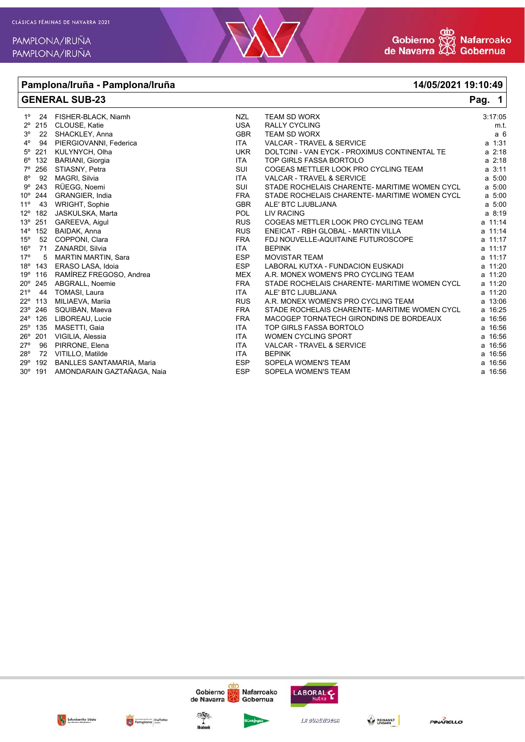## Pamplona/Iruña - Pamplona/Iruña

**14/05/2021 19:10:49**

## GENERAL SUB-23

| Pos. | Dorsal | Nombre | País | Equipo | Tiempo |
|---|---|---|---|---|---|
| 1º | 24 | FISHER-BLACK, Niamh | NZL | TEAM SD WORX | 3:17:05 |
| 2º | 215 | CLOUSE, Katie | USA | RALLY CYCLING | m.t. |
| 3º | 22 | SHACKLEY, Anna | GBR | TEAM SD WORX | a 6 |
| 4º | 94 | PIERGIOVANNI, Federica | ITA | VALCAR - TRAVEL & SERVICE | a 1:31 |
| 5º | 221 | KULYNYCH, Olha | UKR | DOLTCINI - VAN EYCK - PROXIMUS CONTINENTAL TE | a 2:18 |
| 6º | 132 | BARIANI, Giorgia | ITA | TOP GIRLS FASSA BORTOLO | a 2:18 |
| 7º | 256 | STIASNY, Petra | SUI | COGEAS METTLER LOOK PRO CYCLING TEAM | a 3:11 |
| 8º | 92 | MAGRI, Silvia | ITA | VALCAR - TRAVEL & SERVICE | a 5:00 |
| 9º | 243 | RÜEGG, Noemi | SUI | STADE ROCHELAIS CHARENTE- MARITIME WOMEN CYCL | a 5:00 |
| 10º | 244 | GRANGIER, India | FRA | STADE ROCHELAIS CHARENTE- MARITIME WOMEN CYCL | a 5:00 |
| 11º | 43 | WRIGHT, Sophie | GBR | ALE' BTC LJUBLJANA | a 5:00 |
| 12º | 182 | JASKULSKA, Marta | POL | LIV RACING | a 8:19 |
| 13º | 251 | GAREEVA, Aigul | RUS | COGEAS METTLER LOOK PRO CYCLING TEAM | a 11:14 |
| 14º | 152 | BAIDAK, Anna | RUS | ENEICAT - RBH GLOBAL - MARTIN VILLA | a 11:14 |
| 15º | 52 | COPPONI, Clara | FRA | FDJ NOUVELLE-AQUITAINE FUTUROSCOPE | a 11:17 |
| 16º | 71 | ZANARDI, Silvia | ITA | BEPINK | a 11:17 |
| 17º | 5 | MARTIN MARTIN, Sara | ESP | MOVISTAR TEAM | a 11:17 |
| 18º | 143 | ERASO LASA, Idoia | ESP | LABORAL KUTXA - FUNDACION EUSKADI | a 11:20 |
| 19º | 116 | RAMÍREZ FREGOSO, Andrea | MEX | A.R. MONEX WOMEN'S PRO CYCLING TEAM | a 11:20 |
| 20º | 245 | ABGRALL, Noemie | FRA | STADE ROCHELAIS CHARENTE- MARITIME WOMEN CYCL | a 11:20 |
| 21º | 44 | TOMASI, Laura | ITA | ALE' BTC LJUBLJANA | a 11:20 |
| 22º | 113 | MILIAEVA, Mariia | RUS | A.R. MONEX WOMEN'S PRO CYCLING TEAM | a 13:06 |
| 23º | 246 | SQUIBAN, Maeva | FRA | STADE ROCHELAIS CHARENTE- MARITIME WOMEN CYCL | a 16:25 |
| 24º | 126 | LIBOREAU, Lucie | FRA | MACOGEP TORNATECH GIRONDINS DE BORDEAUX | a 16:56 |
| 25º | 135 | MASETTI, Gaia | ITA | TOP GIRLS FASSA BORTOLO | a 16:56 |
| 26º | 201 | VIGILIA, Alessia | ITA | WOMEN CYCLING SPORT | a 16:56 |
| 27º | 96 | PIRRONE, Elena | ITA | VALCAR - TRAVEL & SERVICE | a 16:56 |
| 28º | 72 | VITILLO, Matilde | ITA | BEPINK | a 16:56 |
| 29º | 192 | BANLLES SANTAMARIA, Maria | ESP | SOPELA WOMEN'S TEAM | a 16:56 |
| 30º | 191 | AMONDARAIN GAZTAÑAGA, Naia | ESP | SOPELA WOMEN'S TEAM | a 16:56 |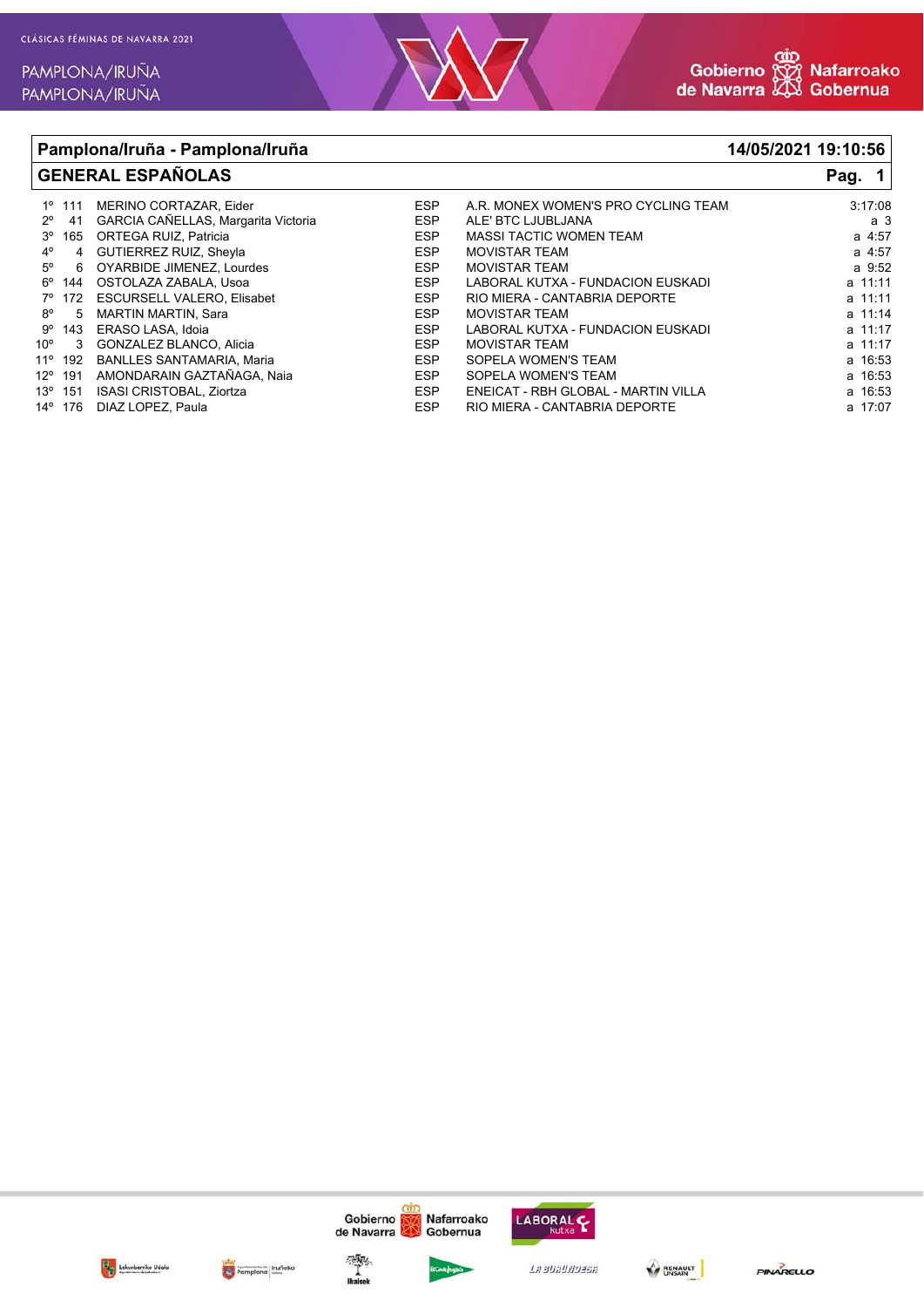## Pamplona/Iruña - Pamplona/Iruña

**14/05/2021 19:10:56**

## GENERAL ESPAÑOLAS

| Pos. | Dorsal | Nombre | Nac. | Equipo | Tiempo |
|---|---|---|---|---|---|
| 1º | 111 | MERINO CORTAZAR, Eider | ESP | A.R. MONEX WOMEN'S PRO CYCLING TEAM | 3:17:08 |
| 2º | 41 | GARCIA CAÑELLAS, Margarita Victoria | ESP | ALE' BTC LJUBLJANA | a 3 |
| 3º | 165 | ORTEGA RUIZ, Patricia | ESP | MASSI TACTIC WOMEN TEAM | a 4:57 |
| 4º | 4 | GUTIERREZ RUIZ, Sheyla | ESP | MOVISTAR TEAM | a 4:57 |
| 5º | 6 | OYARBIDE JIMENEZ, Lourdes | ESP | MOVISTAR TEAM | a 9:52 |
| 6º | 144 | OSTOLAZA ZABALA, Usoa | ESP | LABORAL KUTXA - FUNDACION EUSKADI | a 11:11 |
| 7º | 172 | ESCURSELL VALERO, Elisabet | ESP | RIO MIERA - CANTABRIA DEPORTE | a 11:11 |
| 8º | 5 | MARTIN MARTIN, Sara | ESP | MOVISTAR TEAM | a 11:14 |
| 9º | 143 | ERASO LASA, Idoia | ESP | LABORAL KUTXA - FUNDACION EUSKADI | a 11:17 |
| 10º | 3 | GONZALEZ BLANCO, Alicia | ESP | MOVISTAR TEAM | a 11:17 |
| 11º | 192 | BANLLES SANTAMARIA, Maria | ESP | SOPELA WOMEN'S TEAM | a 16:53 |
| 12º | 191 | AMONDARAIN GAZTAÑAGA, Naia | ESP | SOPELA WOMEN'S TEAM | a 16:53 |
| 13º | 151 | ISASI CRISTOBAL, Ziortza | ESP | ENEICAT - RBH GLOBAL - MARTIN VILLA | a 16:53 |
| 14º | 176 | DIAZ LOPEZ, Paula | ESP | RIO MIERA - CANTABRIA DEPORTE | a 17:07 |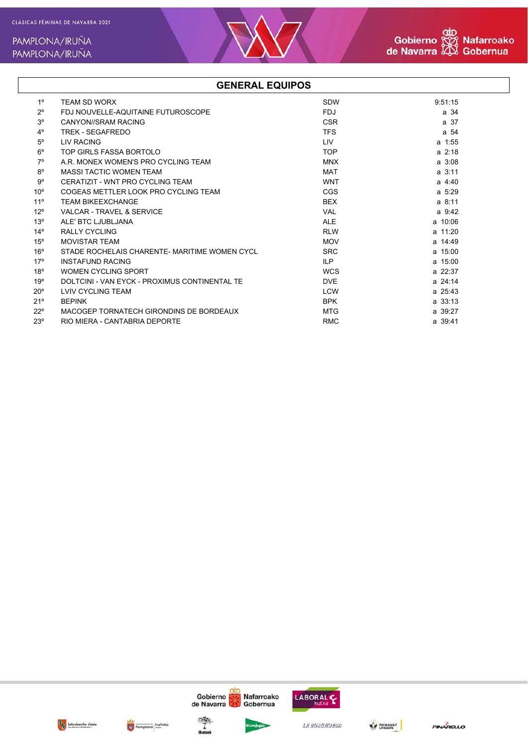## GENERAL EQUIPOS

| | | | |
|---|---|---|---|
| 1º | TEAM SD WORX | SDW | 9:51:15 |
| 2º | FDJ NOUVELLE-AQUITAINE FUTUROSCOPE | FDJ | a 34 |
| 3º | CANYON//SRAM RACING | CSR | a 37 |
| 4º | TREK - SEGAFREDO | TFS | a 54 |
| 5º | LIV RACING | LIV | a 1:55 |
| 6º | TOP GIRLS FASSA BORTOLO | TOP | a 2:18 |
| 7º | A.R. MONEX WOMEN'S PRO CYCLING TEAM | MNX | a 3:08 |
| 8º | MASSI TACTIC WOMEN TEAM | MAT | a 3:11 |
| 9º | CERATIZIT - WNT PRO CYCLING TEAM | WNT | a 4:40 |
| 10º | COGEAS METTLER LOOK PRO CYCLING TEAM | CGS | a 5:29 |
| 11º | TEAM BIKEEXCHANGE | BEX | a 8:11 |
| 12º | VALCAR - TRAVEL & SERVICE | VAL | a 9:42 |
| 13º | ALE' BTC LJUBLJANA | ALE | a 10:06 |
| 14º | RALLY CYCLING | RLW | a 11:20 |
| 15º | MOVISTAR TEAM | MOV | a 14:49 |
| 16º | STADE ROCHELAIS CHARENTE- MARITIME WOMEN CYCL | SRC | a 15:00 |
| 17º | INSTAFUND RACING | ILP | a 15:00 |
| 18º | WOMEN CYCLING SPORT | WCS | a 22:37 |
| 19º | DOLTCINI - VAN EYCK - PROXIMUS CONTINENTAL TE | DVE | a 24:14 |
| 20º | LVIV CYCLING TEAM | LCW | a 25:43 |
| 21º | BEPINK | BPK | a 33:13 |
| 22º | MACOGEP TORNATECH GIRONDINS DE BORDEAUX | MTG | a 39:27 |
| 23º | RIO MIERA - CANTABRIA DEPORTE | RMC | a 39:41 |